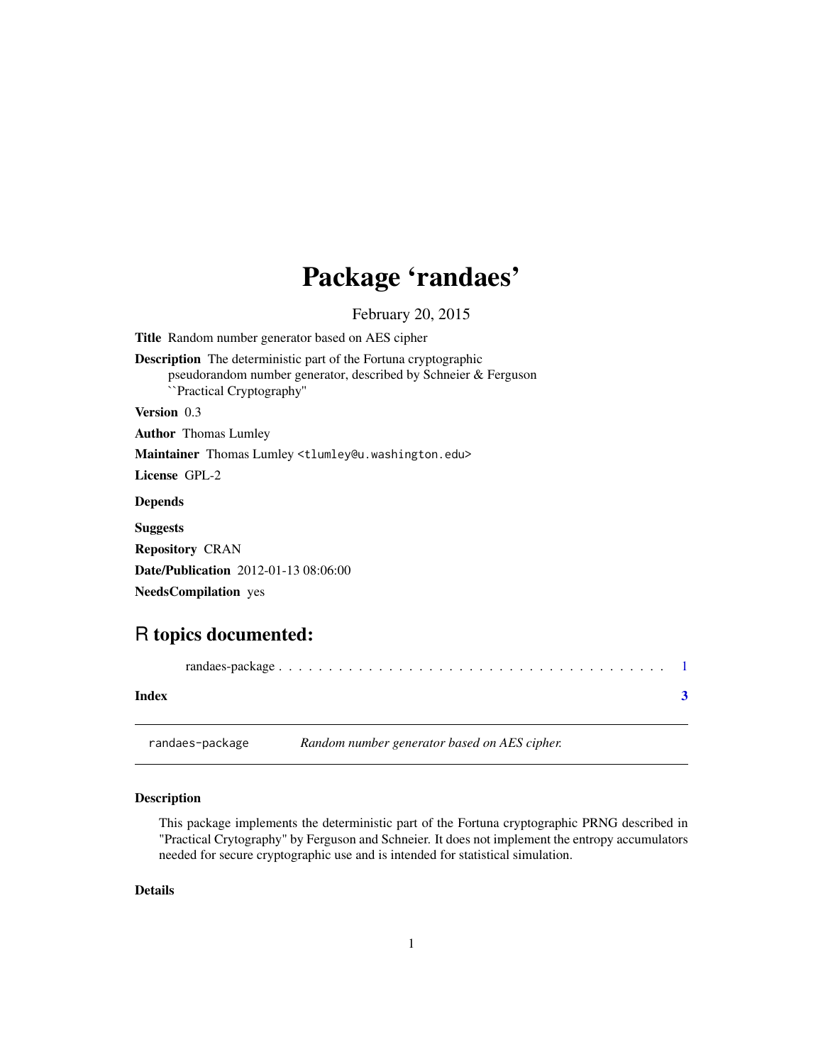# Package 'randaes'

February 20, 2015

**Title** Random number generator based on AES cipher

**Description** The deterministic part of the Fortuna cryptographic pseudorandom number generator, described by Schneier & Ferguson ``Practical Cryptography''

**Version** 0.3

**Author** Thomas Lumley

**Maintainer** Thomas Lumley <tlumley@u.washington.edu>

**License** GPL-2

**Depends**

**Suggests**

**Repository** CRAN

**Date/Publication** 2012-01-13 08:06:00

**NeedsCompilation** yes

## R topics documented:

randaes-package . . . . . . . . . . . . . . . . . . . . . . . . . . . . . . . . . . . . . . 1

**Index** **3**

---

randaes-package *Random number generator based on AES cipher.*

---

### Description

This package implements the deterministic part of the Fortuna cryptographic PRNG described in "Practical Crytography" by Ferguson and Schneier. It does not implement the entropy accumulators needed for secure cryptographic use and is intended for statistical simulation.

### Details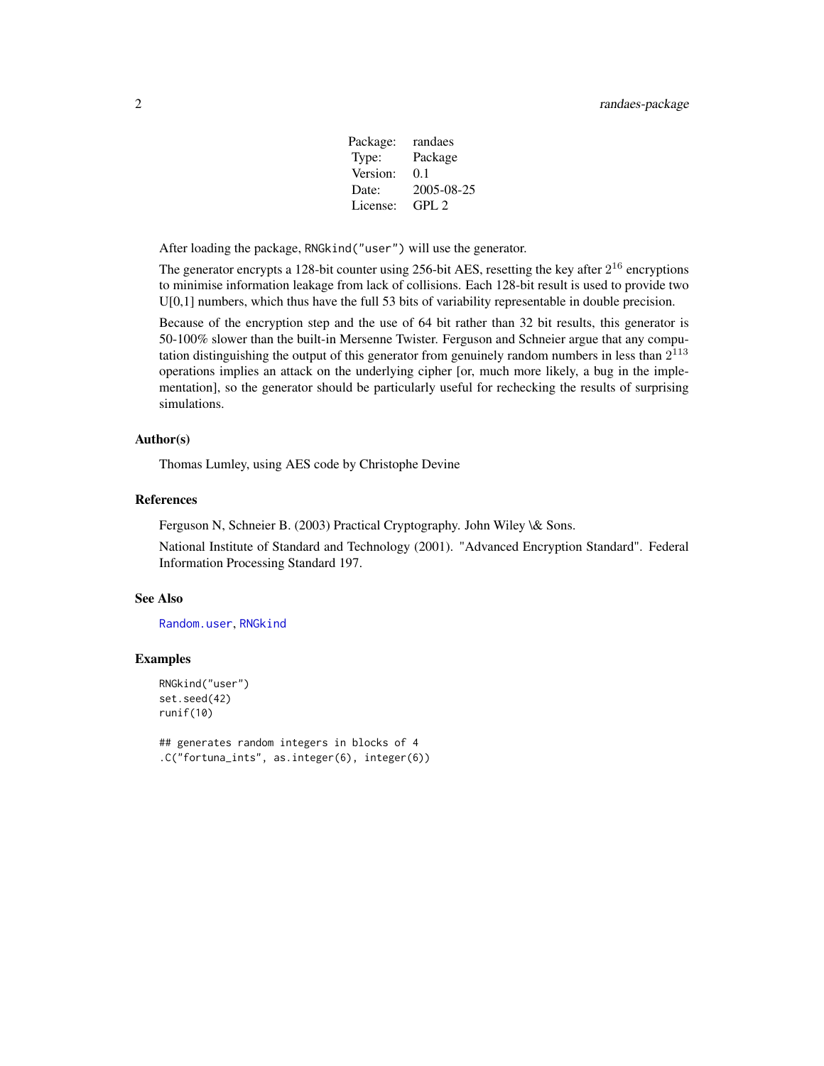| Package: | randaes |
| --- | --- |
| Type: | Package |
| Version: | 0.1 |
| Date: | 2005-08-25 |
| License: | GPL 2 |

After loading the package, `RNGkind("user")` will use the generator.

The generator encrypts a 128-bit counter using 256-bit AES, resetting the key after $2^{16}$ encryptions to minimise information leakage from lack of collisions. Each 128-bit result is used to provide two U[0,1] numbers, which thus have the full 53 bits of variability representable in double precision.

Because of the encryption step and the use of 64 bit rather than 32 bit results, this generator is 50-100% slower than the built-in Mersenne Twister. Ferguson and Schneier argue that any computation distinguishing the output of this generator from genuinely random numbers in less than $2^{113}$ operations implies an attack on the underlying cipher [or, much more likely, a bug in the implementation], so the generator should be particularly useful for rechecking the results of surprising simulations.

### Author(s)

Thomas Lumley, using AES code by Christophe Devine

### References

Ferguson N, Schneier B. (2003) Practical Cryptography. John Wiley \& Sons.

National Institute of Standard and Technology (2001). "Advanced Encryption Standard". Federal Information Processing Standard 197.

### See Also

`Random.user`, `RNGkind`

### Examples

```
RNGkind("user")
set.seed(42)
runif(10)

## generates random integers in blocks of 4
.C("fortuna_ints", as.integer(6), integer(6))
```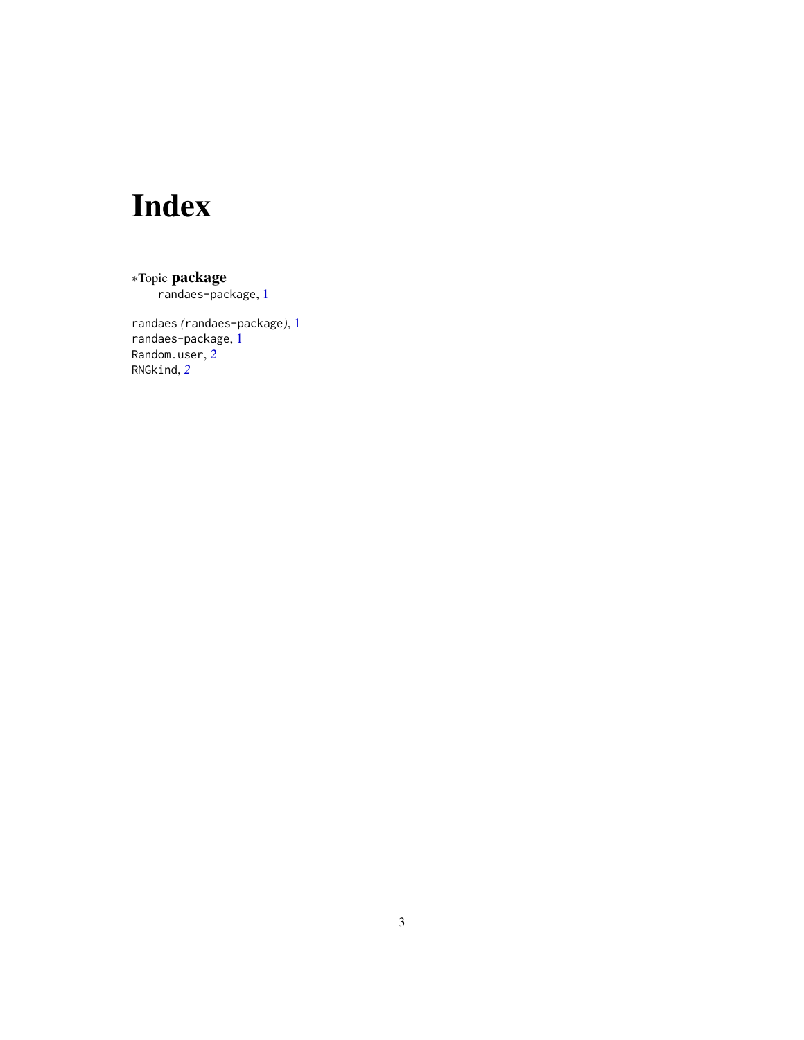# Index

∗Topic **package**
    randaes-package, 1

randaes *(*randaes-package*)*, 1
randaes-package, 1
Random.user, *2*
RNGkind, *2*